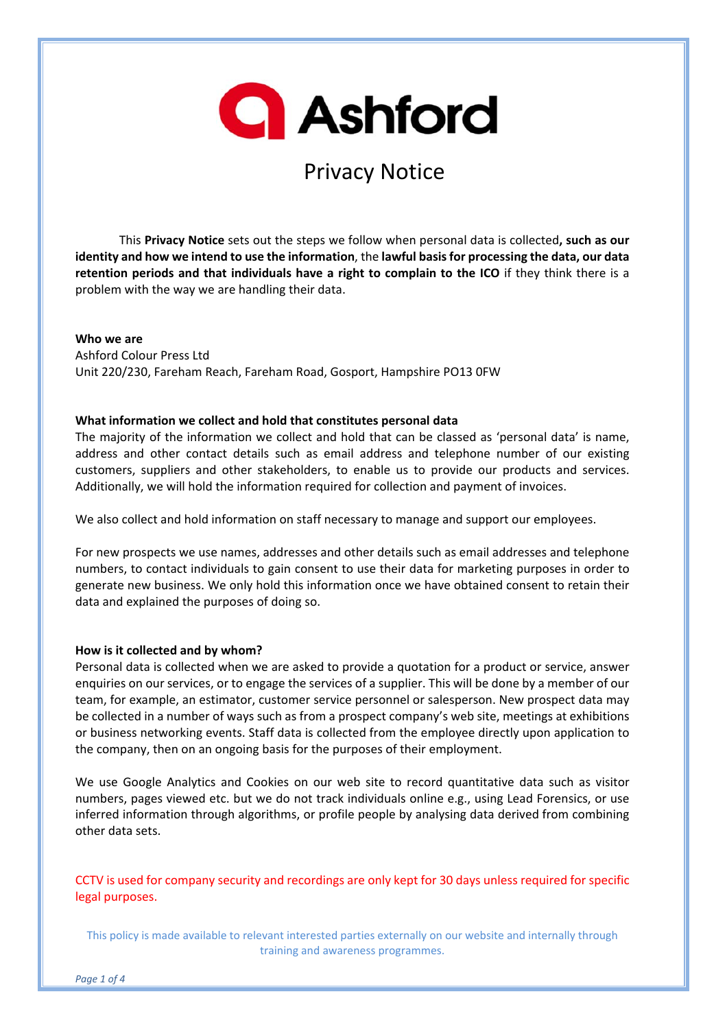# Ashford

## Privacy Notice

This **Privacy Notice** sets out the steps we follow when personal data is collected**, such as our identity and how we intend to use the information**, the **lawful basis for processing the data, our data retention periods and that individuals have a right to complain to the ICO** if they think there is a problem with the way we are handling their data.

**Who we are**
Ashford Colour Press Ltd
Unit 220/230, Fareham Reach, Fareham Road, Gosport, Hampshire PO13 0FW

**What information we collect and hold that constitutes personal data**
The majority of the information we collect and hold that can be classed as 'personal data' is name, address and other contact details such as email address and telephone number of our existing customers, suppliers and other stakeholders, to enable us to provide our products and services. Additionally, we will hold the information required for collection and payment of invoices.

We also collect and hold information on staff necessary to manage and support our employees.

For new prospects we use names, addresses and other details such as email addresses and telephone numbers, to contact individuals to gain consent to use their data for marketing purposes in order to generate new business. We only hold this information once we have obtained consent to retain their data and explained the purposes of doing so.

**How is it collected and by whom?**
Personal data is collected when we are asked to provide a quotation for a product or service, answer enquiries on our services, or to engage the services of a supplier. This will be done by a member of our team, for example, an estimator, customer service personnel or salesperson. New prospect data may be collected in a number of ways such as from a prospect company's web site, meetings at exhibitions or business networking events. Staff data is collected from the employee directly upon application to the company, then on an ongoing basis for the purposes of their employment.

We use Google Analytics and Cookies on our web site to record quantitative data such as visitor numbers, pages viewed etc. but we do not track individuals online e.g., using Lead Forensics, or use inferred information through algorithms, or profile people by analysing data derived from combining other data sets.

CCTV is used for company security and recordings are only kept for 30 days unless required for specific legal purposes.

This policy is made available to relevant interested parties externally on our website and internally through training and awareness programmes.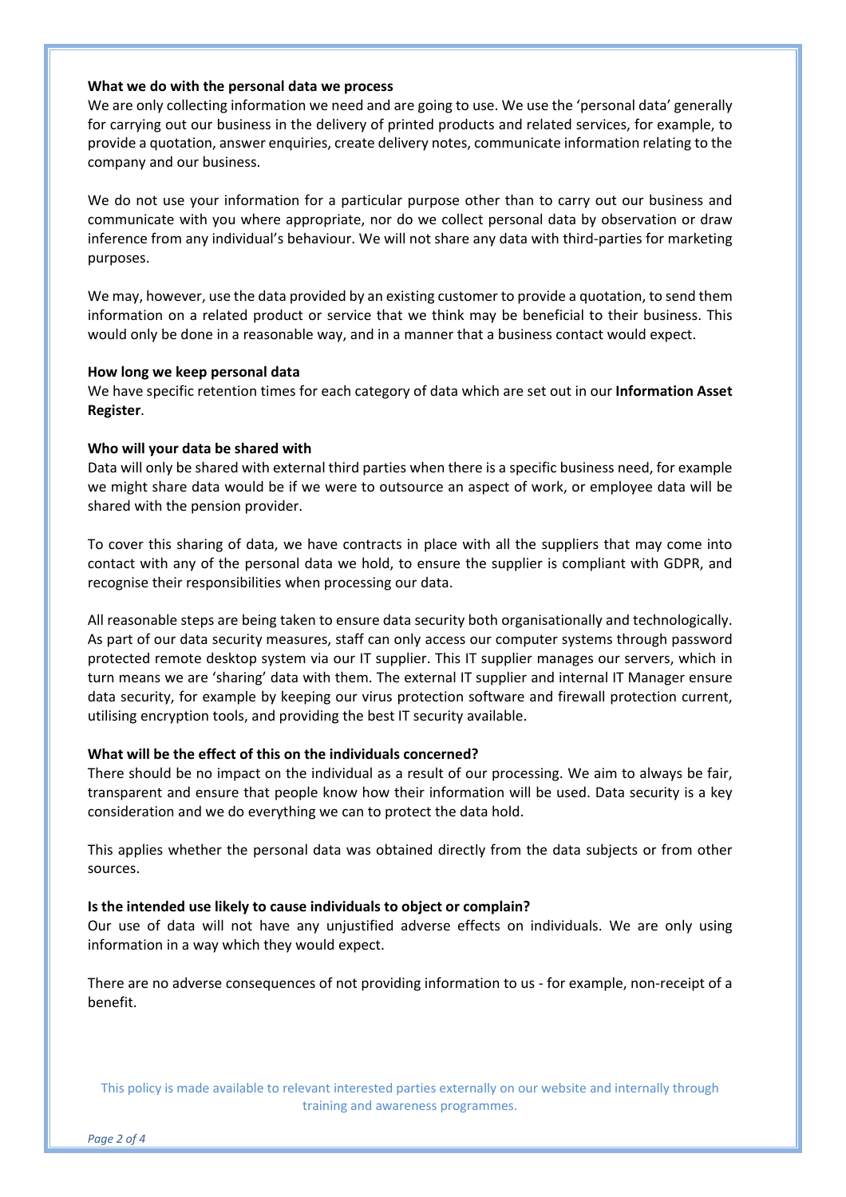**What we do with the personal data we process**

We are only collecting information we need and are going to use. We use the 'personal data' generally for carrying out our business in the delivery of printed products and related services, for example, to provide a quotation, answer enquiries, create delivery notes, communicate information relating to the company and our business.

We do not use your information for a particular purpose other than to carry out our business and communicate with you where appropriate, nor do we collect personal data by observation or draw inference from any individual's behaviour. We will not share any data with third-parties for marketing purposes.

We may, however, use the data provided by an existing customer to provide a quotation, to send them information on a related product or service that we think may be beneficial to their business. This would only be done in a reasonable way, and in a manner that a business contact would expect.

**How long we keep personal data**

We have specific retention times for each category of data which are set out in our **Information Asset Register**.

**Who will your data be shared with**

Data will only be shared with external third parties when there is a specific business need, for example we might share data would be if we were to outsource an aspect of work, or employee data will be shared with the pension provider.

To cover this sharing of data, we have contracts in place with all the suppliers that may come into contact with any of the personal data we hold, to ensure the supplier is compliant with GDPR, and recognise their responsibilities when processing our data.

All reasonable steps are being taken to ensure data security both organisationally and technologically. As part of our data security measures, staff can only access our computer systems through password protected remote desktop system via our IT supplier. This IT supplier manages our servers, which in turn means we are 'sharing' data with them. The external IT supplier and internal IT Manager ensure data security, for example by keeping our virus protection software and firewall protection current, utilising encryption tools, and providing the best IT security available.

**What will be the effect of this on the individuals concerned?**

There should be no impact on the individual as a result of our processing. We aim to always be fair, transparent and ensure that people know how their information will be used. Data security is a key consideration and we do everything we can to protect the data hold.

This applies whether the personal data was obtained directly from the data subjects or from other sources.

**Is the intended use likely to cause individuals to object or complain?**

Our use of data will not have any unjustified adverse effects on individuals. We are only using information in a way which they would expect.

There are no adverse consequences of not providing information to us - for example, non-receipt of a benefit.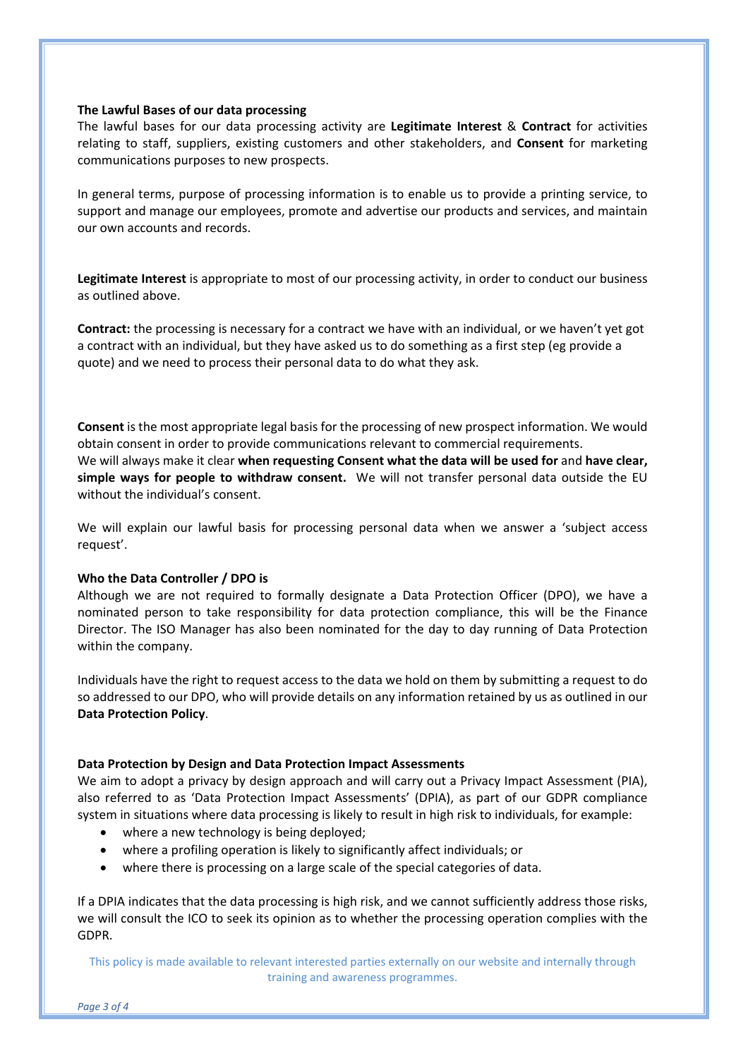**The Lawful Bases of our data processing**

The lawful bases for our data processing activity are **Legitimate Interest** & **Contract** for activities relating to staff, suppliers, existing customers and other stakeholders, and **Consent** for marketing communications purposes to new prospects.

In general terms, purpose of processing information is to enable us to provide a printing service, to support and manage our employees, promote and advertise our products and services, and maintain our own accounts and records.

**Legitimate Interest** is appropriate to most of our processing activity, in order to conduct our business as outlined above.

**Contract:** the processing is necessary for a contract we have with an individual, or we haven't yet got a contract with an individual, but they have asked us to do something as a first step (eg provide a quote) and we need to process their personal data to do what they ask.

**Consent** is the most appropriate legal basis for the processing of new prospect information. We would obtain consent in order to provide communications relevant to commercial requirements.
We will always make it clear **when requesting Consent what the data will be used for** and **have clear, simple ways for people to withdraw consent.** We will not transfer personal data outside the EU without the individual's consent.

We will explain our lawful basis for processing personal data when we answer a 'subject access request'.

**Who the Data Controller / DPO is**

Although we are not required to formally designate a Data Protection Officer (DPO), we have a nominated person to take responsibility for data protection compliance, this will be the Finance Director. The ISO Manager has also been nominated for the day to day running of Data Protection within the company.

Individuals have the right to request access to the data we hold on them by submitting a request to do so addressed to our DPO, who will provide details on any information retained by us as outlined in our **Data Protection Policy**.

**Data Protection by Design and Data Protection Impact Assessments**

We aim to adopt a privacy by design approach and will carry out a Privacy Impact Assessment (PIA), also referred to as 'Data Protection Impact Assessments' (DPIA), as part of our GDPR compliance system in situations where data processing is likely to result in high risk to individuals, for example:

- where a new technology is being deployed;
- where a profiling operation is likely to significantly affect individuals; or
- where there is processing on a large scale of the special categories of data.

If a DPIA indicates that the data processing is high risk, and we cannot sufficiently address those risks, we will consult the ICO to seek its opinion as to whether the processing operation complies with the GDPR.

This policy is made available to relevant interested parties externally on our website and internally through training and awareness programmes.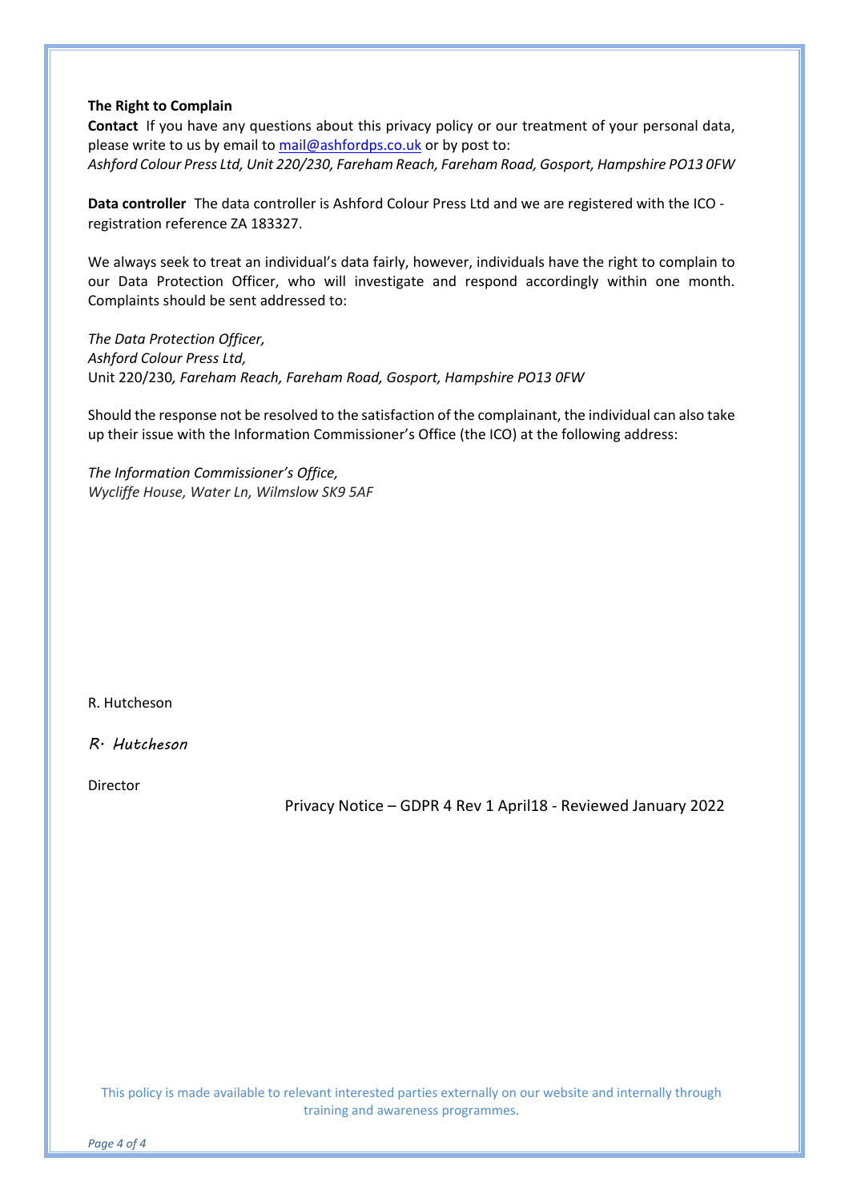**The Right to Complain**

**Contact** If you have any questions about this privacy policy or our treatment of your personal data, please write to us by email to mail@ashfordps.co.uk or by post to:
*Ashford Colour Press Ltd, Unit 220/230, Fareham Reach, Fareham Road, Gosport, Hampshire PO13 0FW*

**Data controller** The data controller is Ashford Colour Press Ltd and we are registered with the ICO - registration reference ZA 183327.

We always seek to treat an individual's data fairly, however, individuals have the right to complain to our Data Protection Officer, who will investigate and respond accordingly within one month. Complaints should be sent addressed to:

*The Data Protection Officer,*
*Ashford Colour Press Ltd,*
Unit 220/230*, Fareham Reach, Fareham Road, Gosport, Hampshire PO13 0FW*

Should the response not be resolved to the satisfaction of the complainant, the individual can also take up their issue with the Information Commissioner's Office (the ICO) at the following address:

*The Information Commissioner's Office,*
*Wycliffe House, Water Ln, Wilmslow SK9 5AF*

R. Hutcheson

*R. Hutcheson*

Director

Privacy Notice – GDPR 4 Rev 1 April18 - Reviewed January 2022

This policy is made available to relevant interested parties externally on our website and internally through training and awareness programmes.